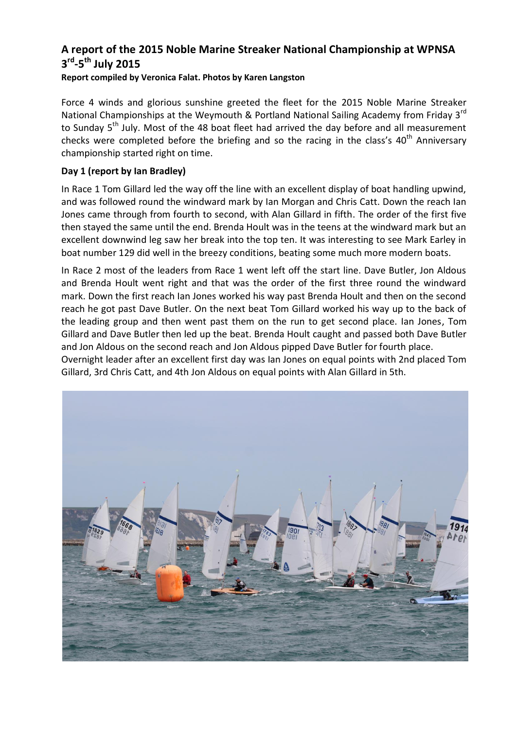# A report of the 2015 Noble Marine Streaker National Championship at WPNSA 3rd-5th July 2015

**Report compiled by Veronica Falat. Photos by Karen Langston**

Force 4 winds and glorious sunshine greeted the fleet for the 2015 Noble Marine Streaker National Championships at the Weymouth & Portland National Sailing Academy from Friday 3rd to Sunday 5th July. Most of the 48 boat fleet had arrived the day before and all measurement checks were completed before the briefing and so the racing in the class's 40th Anniversary championship started right on time.

### Day 1 (report by Ian Bradley)

In Race 1 Tom Gillard led the way off the line with an excellent display of boat handling upwind, and was followed round the windward mark by Ian Morgan and Chris Catt. Down the reach Ian Jones came through from fourth to second, with Alan Gillard in fifth. The order of the first five then stayed the same until the end. Brenda Hoult was in the teens at the windward mark but an excellent downwind leg saw her break into the top ten. It was interesting to see Mark Earley in boat number 129 did well in the breezy conditions, beating some much more modern boats.

In Race 2 most of the leaders from Race 1 went left off the start line. Dave Butler, Jon Aldous and Brenda Hoult went right and that was the order of the first three round the windward mark. Down the first reach Ian Jones worked his way past Brenda Hoult and then on the second reach he got past Dave Butler. On the next beat Tom Gillard worked his way up to the back of the leading group and then went past them on the run to get second place. Ian Jones, Tom Gillard and Dave Butler then led up the beat. Brenda Hoult caught and passed both Dave Butler and Jon Aldous on the second reach and Jon Aldous pipped Dave Butler for fourth place.

Overnight leader after an excellent first day was Ian Jones on equal points with 2nd placed Tom Gillard, 3rd Chris Catt, and 4th Jon Aldous on equal points with Alan Gillard in 5th.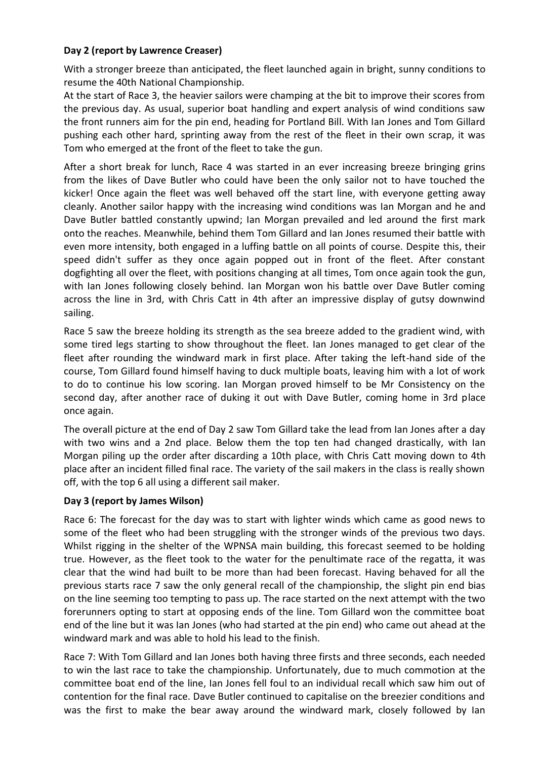**Day 2 (report by Lawrence Creaser)**

With a stronger breeze than anticipated, the fleet launched again in bright, sunny conditions to resume the 40th National Championship.

At the start of Race 3, the heavier sailors were champing at the bit to improve their scores from the previous day. As usual, superior boat handling and expert analysis of wind conditions saw the front runners aim for the pin end, heading for Portland Bill. With Ian Jones and Tom Gillard pushing each other hard, sprinting away from the rest of the fleet in their own scrap, it was Tom who emerged at the front of the fleet to take the gun.

After a short break for lunch, Race 4 was started in an ever increasing breeze bringing grins from the likes of Dave Butler who could have been the only sailor not to have touched the kicker! Once again the fleet was well behaved off the start line, with everyone getting away cleanly. Another sailor happy with the increasing wind conditions was Ian Morgan and he and Dave Butler battled constantly upwind; Ian Morgan prevailed and led around the first mark onto the reaches. Meanwhile, behind them Tom Gillard and Ian Jones resumed their battle with even more intensity, both engaged in a luffing battle on all points of course. Despite this, their speed didn't suffer as they once again popped out in front of the fleet. After constant dogfighting all over the fleet, with positions changing at all times, Tom once again took the gun, with Ian Jones following closely behind. Ian Morgan won his battle over Dave Butler coming across the line in 3rd, with Chris Catt in 4th after an impressive display of gutsy downwind sailing.

Race 5 saw the breeze holding its strength as the sea breeze added to the gradient wind, with some tired legs starting to show throughout the fleet. Ian Jones managed to get clear of the fleet after rounding the windward mark in first place. After taking the left-hand side of the course, Tom Gillard found himself having to duck multiple boats, leaving him with a lot of work to do to continue his low scoring. Ian Morgan proved himself to be Mr Consistency on the second day, after another race of duking it out with Dave Butler, coming home in 3rd place once again.

The overall picture at the end of Day 2 saw Tom Gillard take the lead from Ian Jones after a day with two wins and a 2nd place. Below them the top ten had changed drastically, with Ian Morgan piling up the order after discarding a 10th place, with Chris Catt moving down to 4th place after an incident filled final race. The variety of the sail makers in the class is really shown off, with the top 6 all using a different sail maker.

**Day 3 (report by James Wilson)**

Race 6: The forecast for the day was to start with lighter winds which came as good news to some of the fleet who had been struggling with the stronger winds of the previous two days. Whilst rigging in the shelter of the WPNSA main building, this forecast seemed to be holding true. However, as the fleet took to the water for the penultimate race of the regatta, it was clear that the wind had built to be more than had been forecast. Having behaved for all the previous starts race 7 saw the only general recall of the championship, the slight pin end bias on the line seeming too tempting to pass up. The race started on the next attempt with the two forerunners opting to start at opposing ends of the line. Tom Gillard won the committee boat end of the line but it was Ian Jones (who had started at the pin end) who came out ahead at the windward mark and was able to hold his lead to the finish.

Race 7: With Tom Gillard and Ian Jones both having three firsts and three seconds, each needed to win the last race to take the championship. Unfortunately, due to much commotion at the committee boat end of the line, Ian Jones fell foul to an individual recall which saw him out of contention for the final race. Dave Butler continued to capitalise on the breezier conditions and was the first to make the bear away around the windward mark, closely followed by Ian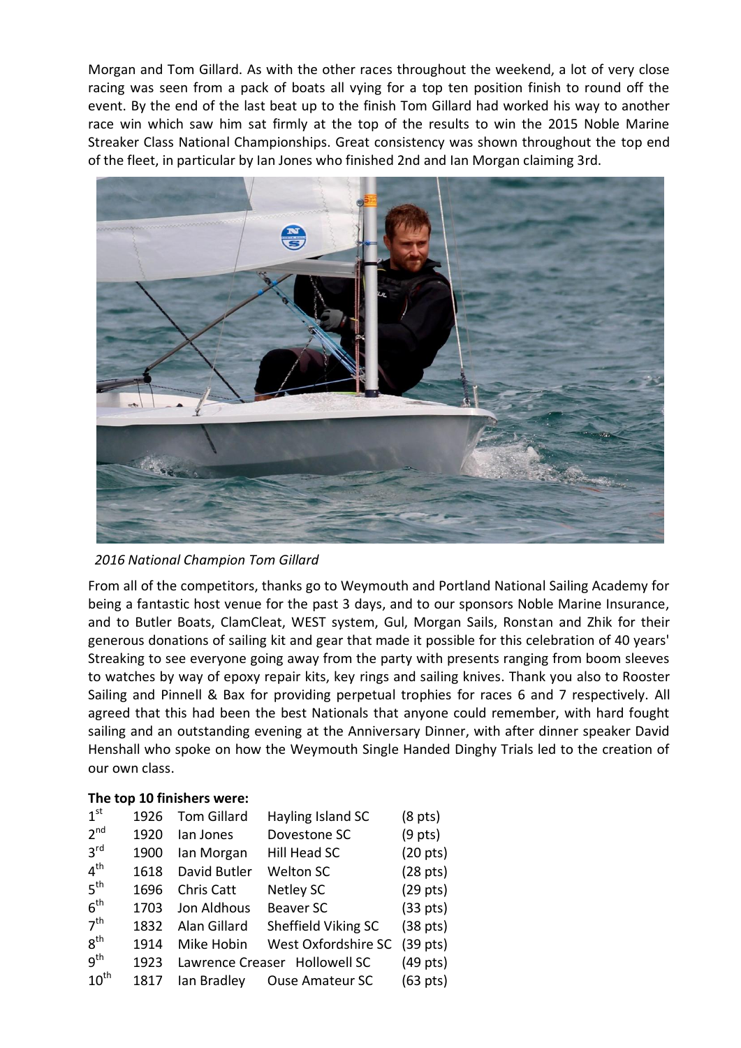Morgan and Tom Gillard. As with the other races throughout the weekend, a lot of very close racing was seen from a pack of boats all vying for a top ten position finish to round off the event. By the end of the last beat up to the finish Tom Gillard had worked his way to another race win which saw him sat firmly at the top of the results to win the 2015 Noble Marine Streaker Class National Championships. Great consistency was shown throughout the top end of the fleet, in particular by Ian Jones who finished 2nd and Ian Morgan claiming 3rd.

*2016 National Champion Tom Gillard*

From all of the competitors, thanks go to Weymouth and Portland National Sailing Academy for being a fantastic host venue for the past 3 days, and to our sponsors Noble Marine Insurance, and to Butler Boats, ClamCleat, WEST system, Gul, Morgan Sails, Ronstan and Zhik for their generous donations of sailing kit and gear that made it possible for this celebration of 40 years' Streaking to see everyone going away from the party with presents ranging from boom sleeves to watches by way of epoxy repair kits, key rings and sailing knives. Thank you also to Rooster Sailing and Pinnell & Bax for providing perpetual trophies for races 6 and 7 respectively. All agreed that this had been the best Nationals that anyone could remember, with hard fought sailing and an outstanding evening at the Anniversary Dinner, with after dinner speaker David Henshall who spoke on how the Weymouth Single Handed Dinghy Trials led to the creation of our own class.

**The top 10 finishers were:**

| | | | | |
|---|---|---|---|---|
| 1st | 1926 | Tom Gillard | Hayling Island SC | (8 pts) |
| 2nd | 1920 | Ian Jones | Dovestone SC | (9 pts) |
| 3rd | 1900 | Ian Morgan | Hill Head SC | (20 pts) |
| 4th | 1618 | David Butler | Welton SC | (28 pts) |
| 5th | 1696 | Chris Catt | Netley SC | (29 pts) |
| 6th | 1703 | Jon Aldhous | Beaver SC | (33 pts) |
| 7th | 1832 | Alan Gillard | Sheffield Viking SC | (38 pts) |
| 8th | 1914 | Mike Hobin | West Oxfordshire SC | (39 pts) |
| 9th | 1923 | Lawrence Creaser | Hollowell SC | (49 pts) |
| 10th | 1817 | Ian Bradley | Ouse Amateur SC | (63 pts) |